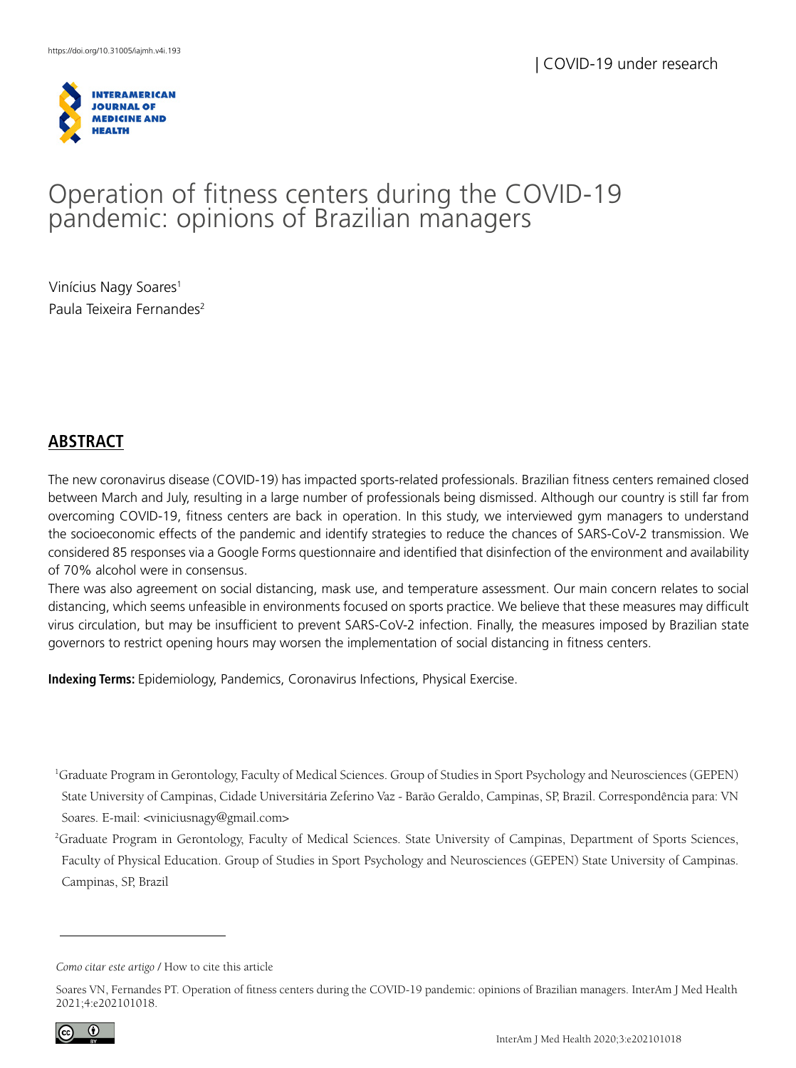https://doi.org/10.31005/iajmh.v4i.193

| COVID-19 under research

# Operation of fitness centers during the COVID-19 pandemic: opinions of Brazilian managers

Vinícius Nagy Soares[1]
Paula Teixeira Fernandes[2]

## ABSTRACT

The new coronavirus disease (COVID-19) has impacted sports-related professionals. Brazilian fitness centers remained closed between March and July, resulting in a large number of professionals being dismissed. Although our country is still far from overcoming COVID-19, fitness centers are back in operation. In this study, we interviewed gym managers to understand the socioeconomic effects of the pandemic and identify strategies to reduce the chances of SARS-CoV-2 transmission. We considered 85 responses via a Google Forms questionnaire and identified that disinfection of the environment and availability of 70% alcohol were in consensus.

There was also agreement on social distancing, mask use, and temperature assessment. Our main concern relates to social distancing, which seems unfeasible in environments focused on sports practice. We believe that these measures may difficult virus circulation, but may be insufficient to prevent SARS-CoV-2 infection. Finally, the measures imposed by Brazilian state governors to restrict opening hours may worsen the implementation of social distancing in fitness centers.

**Indexing Terms:** Epidemiology, Pandemics, Coronavirus Infections, Physical Exercise.

[1]Graduate Program in Gerontology, Faculty of Medical Sciences. Group of Studies in Sport Psychology and Neurosciences (GEPEN) State University of Campinas, Cidade Universitária Zeferino Vaz - Barão Geraldo, Campinas, SP, Brazil. Correspondência para: VN Soares. E-mail: <viniciusnagy@gmail.com>

[2]Graduate Program in Gerontology, Faculty of Medical Sciences. State University of Campinas, Department of Sports Sciences, Faculty of Physical Education. Group of Studies in Sport Psychology and Neurosciences (GEPEN) State University of Campinas. Campinas, SP, Brazil

*Como citar este artigo* / How to cite this article

Soares VN, Fernandes PT. Operation of fitness centers during the COVID-19 pandemic: opinions of Brazilian managers. InterAm J Med Health 2021;4:e202101018.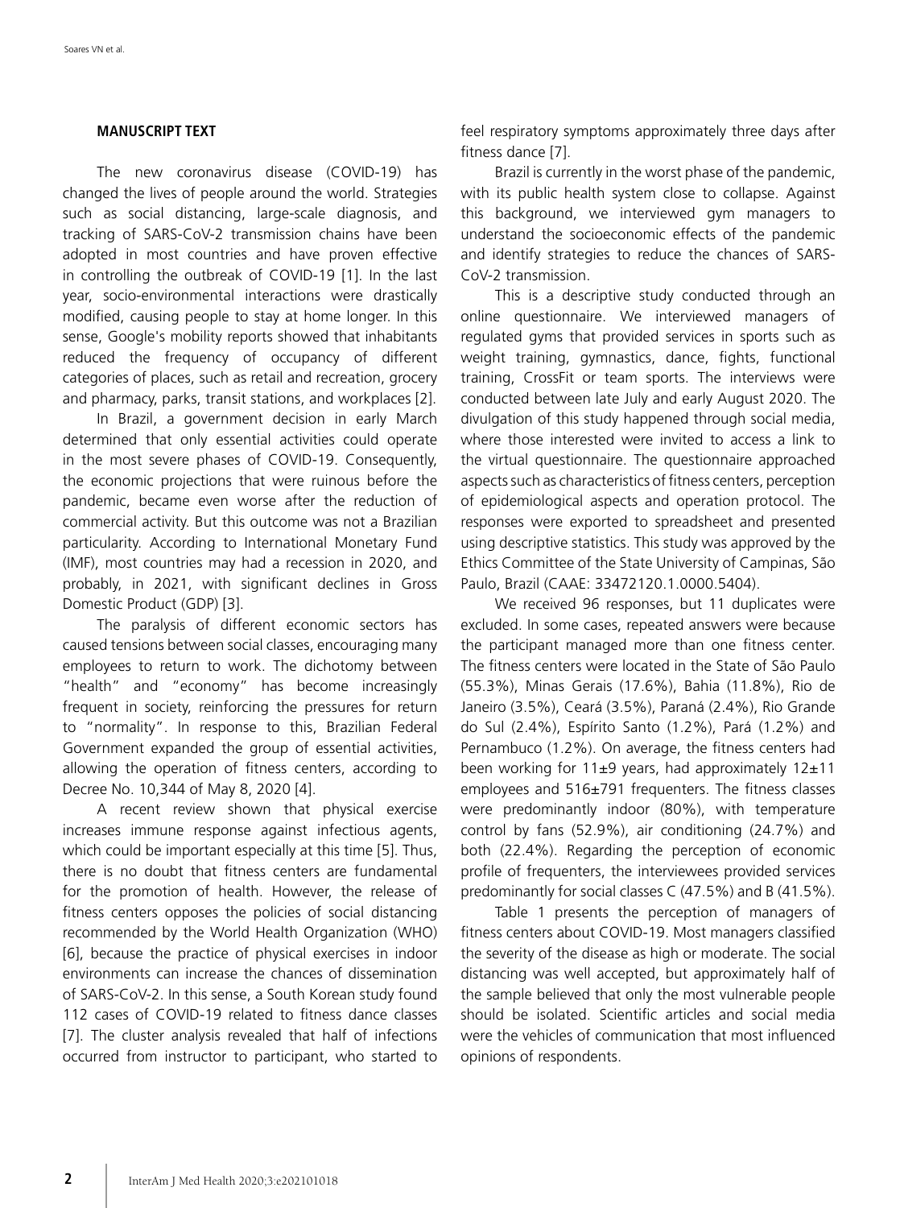**MANUSCRIPT TEXT**

The new coronavirus disease (COVID-19) has changed the lives of people around the world. Strategies such as social distancing, large-scale diagnosis, and tracking of SARS-CoV-2 transmission chains have been adopted in most countries and have proven effective in controlling the outbreak of COVID-19 [1]. In the last year, socio-environmental interactions were drastically modified, causing people to stay at home longer. In this sense, Google's mobility reports showed that inhabitants reduced the frequency of occupancy of different categories of places, such as retail and recreation, grocery and pharmacy, parks, transit stations, and workplaces [2].

In Brazil, a government decision in early March determined that only essential activities could operate in the most severe phases of COVID-19. Consequently, the economic projections that were ruinous before the pandemic, became even worse after the reduction of commercial activity. But this outcome was not a Brazilian particularity. According to International Monetary Fund (IMF), most countries may had a recession in 2020, and probably, in 2021, with significant declines in Gross Domestic Product (GDP) [3].

The paralysis of different economic sectors has caused tensions between social classes, encouraging many employees to return to work. The dichotomy between "health" and "economy" has become increasingly frequent in society, reinforcing the pressures for return to "normality". In response to this, Brazilian Federal Government expanded the group of essential activities, allowing the operation of fitness centers, according to Decree No. 10,344 of May 8, 2020 [4].

A recent review shown that physical exercise increases immune response against infectious agents, which could be important especially at this time [5]. Thus, there is no doubt that fitness centers are fundamental for the promotion of health. However, the release of fitness centers opposes the policies of social distancing recommended by the World Health Organization (WHO) [6], because the practice of physical exercises in indoor environments can increase the chances of dissemination of SARS-CoV-2. In this sense, a South Korean study found 112 cases of COVID-19 related to fitness dance classes [7]. The cluster analysis revealed that half of infections occurred from instructor to participant, who started to feel respiratory symptoms approximately three days after fitness dance [7].

Brazil is currently in the worst phase of the pandemic, with its public health system close to collapse. Against this background, we interviewed gym managers to understand the socioeconomic effects of the pandemic and identify strategies to reduce the chances of SARS-CoV-2 transmission.

This is a descriptive study conducted through an online questionnaire. We interviewed managers of regulated gyms that provided services in sports such as weight training, gymnastics, dance, fights, functional training, CrossFit or team sports. The interviews were conducted between late July and early August 2020. The divulgation of this study happened through social media, where those interested were invited to access a link to the virtual questionnaire. The questionnaire approached aspects such as characteristics of fitness centers, perception of epidemiological aspects and operation protocol. The responses were exported to spreadsheet and presented using descriptive statistics. This study was approved by the Ethics Committee of the State University of Campinas, São Paulo, Brazil (CAAE: 33472120.1.0000.5404).

We received 96 responses, but 11 duplicates were excluded. In some cases, repeated answers were because the participant managed more than one fitness center. The fitness centers were located in the State of São Paulo (55.3%), Minas Gerais (17.6%), Bahia (11.8%), Rio de Janeiro (3.5%), Ceará (3.5%), Paraná (2.4%), Rio Grande do Sul (2.4%), Espírito Santo (1.2%), Pará (1.2%) and Pernambuco (1.2%). On average, the fitness centers had been working for 11±9 years, had approximately 12±11 employees and 516±791 frequenters. The fitness classes were predominantly indoor (80%), with temperature control by fans (52.9%), air conditioning (24.7%) and both (22.4%). Regarding the perception of economic profile of frequenters, the interviewees provided services predominantly for social classes C (47.5%) and B (41.5%).

Table 1 presents the perception of managers of fitness centers about COVID-19. Most managers classified the severity of the disease as high or moderate. The social distancing was well accepted, but approximately half of the sample believed that only the most vulnerable people should be isolated. Scientific articles and social media were the vehicles of communication that most influenced opinions of respondents.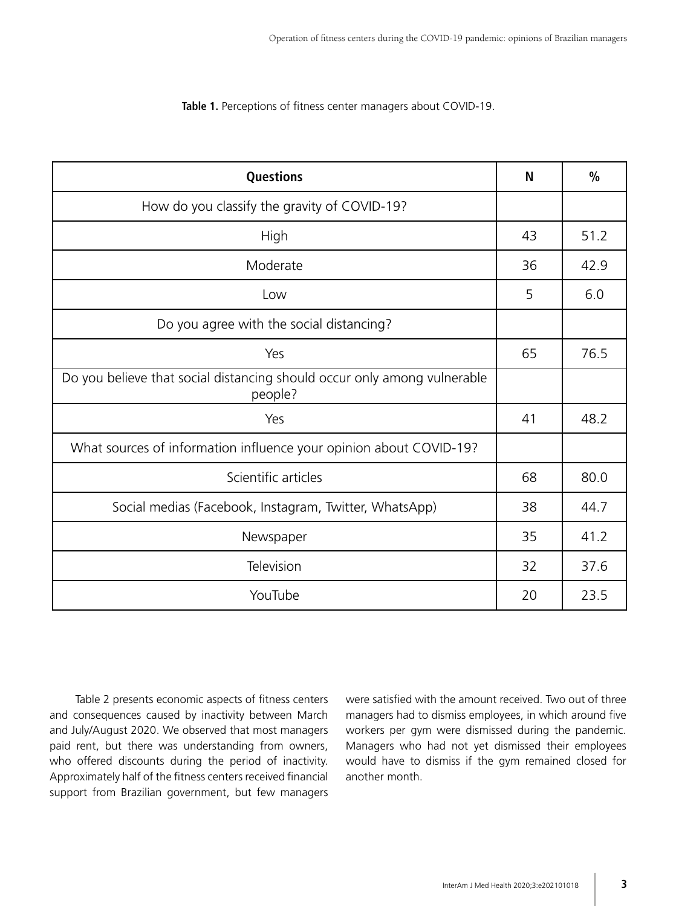**Table 1.** Perceptions of fitness center managers about COVID-19.

| Questions | N | % |
|---|---|---|
| How do you classify the gravity of COVID-19? | | |
| High | 43 | 51.2 |
| Moderate | 36 | 42.9 |
| Low | 5 | 6.0 |
| Do you agree with the social distancing? | | |
| Yes | 65 | 76.5 |
| Do you believe that social distancing should occur only among vulnerable people? | | |
| Yes | 41 | 48.2 |
| What sources of information influence your opinion about COVID-19? | | |
| Scientific articles | 68 | 80.0 |
| Social medias (Facebook, Instagram, Twitter, WhatsApp) | 38 | 44.7 |
| Newspaper | 35 | 41.2 |
| Television | 32 | 37.6 |
| YouTube | 20 | 23.5 |

Table 2 presents economic aspects of fitness centers and consequences caused by inactivity between March and July/August 2020. We observed that most managers paid rent, but there was understanding from owners, who offered discounts during the period of inactivity. Approximately half of the fitness centers received financial support from Brazilian government, but few managers were satisfied with the amount received. Two out of three managers had to dismiss employees, in which around five workers per gym were dismissed during the pandemic. Managers who had not yet dismissed their employees would have to dismiss if the gym remained closed for another month.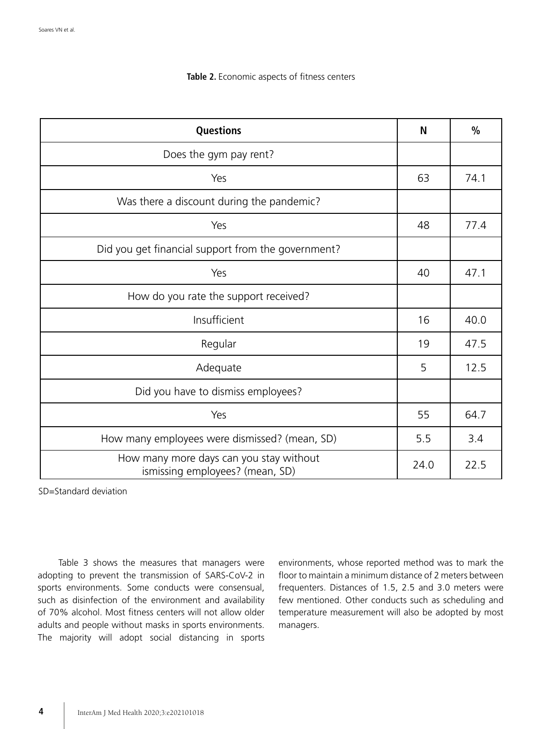**Table 2.** Economic aspects of fitness centers

| Questions | N | % |
|---|---|---|
| Does the gym pay rent? | | |
| Yes | 63 | 74.1 |
| Was there a discount during the pandemic? | | |
| Yes | 48 | 77.4 |
| Did you get financial support from the government? | | |
| Yes | 40 | 47.1 |
| How do you rate the support received? | | |
| Insufficient | 16 | 40.0 |
| Regular | 19 | 47.5 |
| Adequate | 5 | 12.5 |
| Did you have to dismiss employees? | | |
| Yes | 55 | 64.7 |
| How many employees were dismissed? (mean, SD) | 5.5 | 3.4 |
| How many more days can you stay without ismissing employees? (mean, SD) | 24.0 | 22.5 |

SD=Standard deviation

Table 3 shows the measures that managers were adopting to prevent the transmission of SARS-CoV-2 in sports environments. Some conducts were consensual, such as disinfection of the environment and availability of 70% alcohol. Most fitness centers will not allow older adults and people without masks in sports environments. The majority will adopt social distancing in sports environments, whose reported method was to mark the floor to maintain a minimum distance of 2 meters between frequenters. Distances of 1.5, 2.5 and 3.0 meters were few mentioned. Other conducts such as scheduling and temperature measurement will also be adopted by most managers.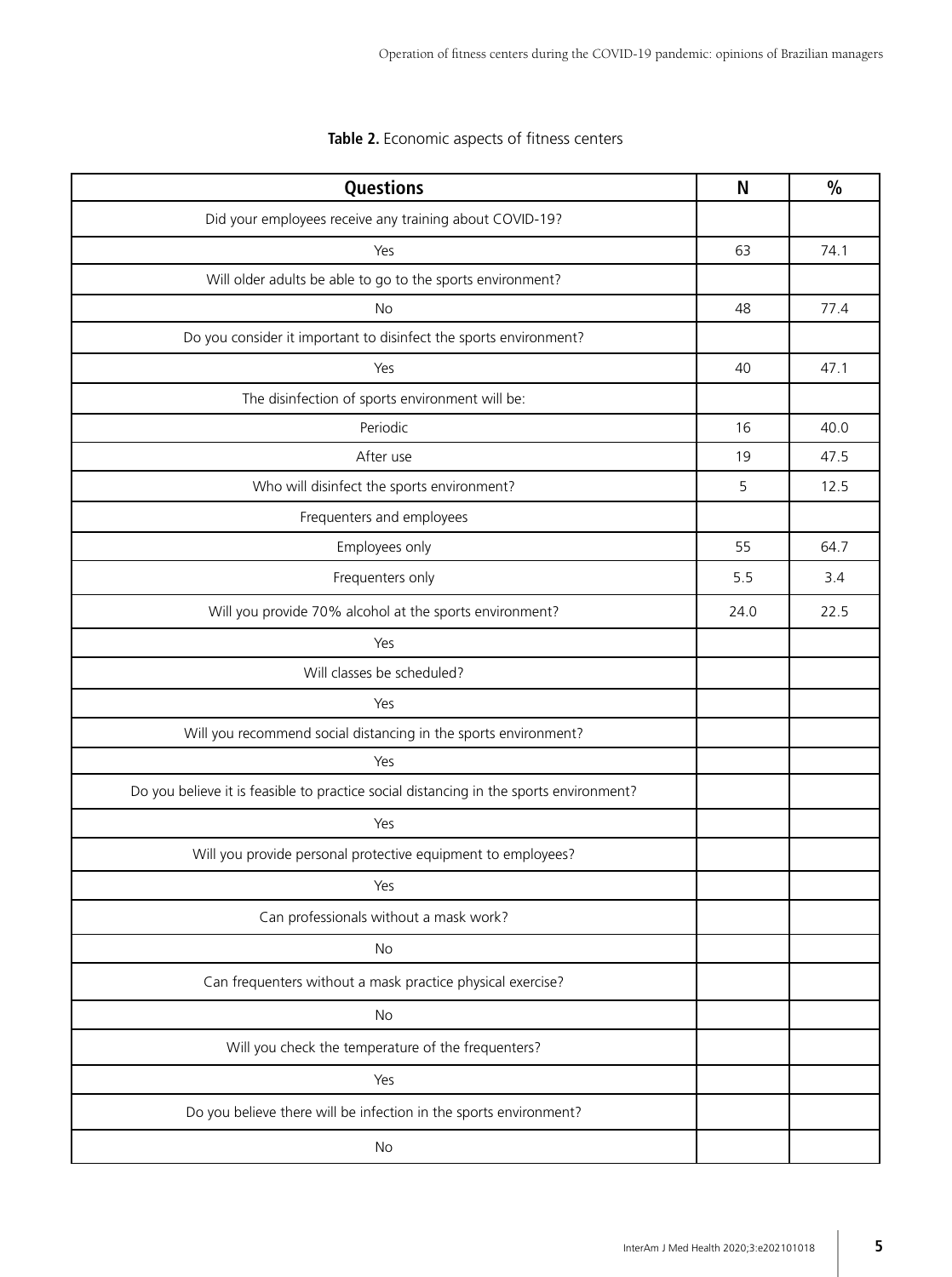**Table 2.** Economic aspects of fitness centers

| Questions | N | % |
|---|---|---|
| Did your employees receive any training about COVID-19? | | |
| Yes | 63 | 74.1 |
| Will older adults be able to go to the sports environment? | | |
| No | 48 | 77.4 |
| Do you consider it important to disinfect the sports environment? | | |
| Yes | 40 | 47.1 |
| The disinfection of sports environment will be: | | |
| Periodic | 16 | 40.0 |
| After use | 19 | 47.5 |
| Who will disinfect the sports environment? | 5 | 12.5 |
| Frequenters and employees | | |
| Employees only | 55 | 64.7 |
| Frequenters only | 5.5 | 3.4 |
| Will you provide 70% alcohol at the sports environment? | 24.0 | 22.5 |
| Yes | | |
| Will classes be scheduled? | | |
| Yes | | |
| Will you recommend social distancing in the sports environment? | | |
| Yes | | |
| Do you believe it is feasible to practice social distancing in the sports environment? | | |
| Yes | | |
| Will you provide personal protective equipment to employees? | | |
| Yes | | |
| Can professionals without a mask work? | | |
| No | | |
| Can frequenters without a mask practice physical exercise? | | |
| No | | |
| Will you check the temperature of the frequenters? | | |
| Yes | | |
| Do you believe there will be infection in the sports environment? | | |
| No | | |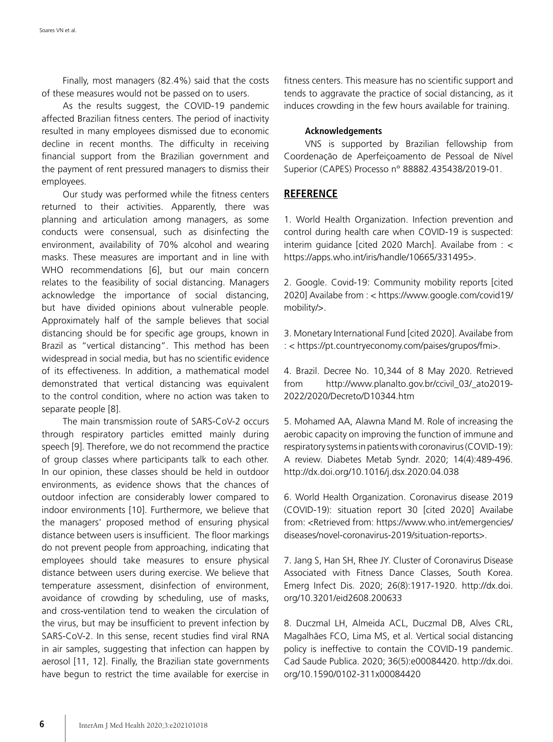Finally, most managers (82.4%) said that the costs of these measures would not be passed on to users.

As the results suggest, the COVID-19 pandemic affected Brazilian fitness centers. The period of inactivity resulted in many employees dismissed due to economic decline in recent months. The difficulty in receiving financial support from the Brazilian government and the payment of rent pressured managers to dismiss their employees.

Our study was performed while the fitness centers returned to their activities. Apparently, there was planning and articulation among managers, as some conducts were consensual, such as disinfecting the environment, availability of 70% alcohol and wearing masks. These measures are important and in line with WHO recommendations [6], but our main concern relates to the feasibility of social distancing. Managers acknowledge the importance of social distancing, but have divided opinions about vulnerable people. Approximately half of the sample believes that social distancing should be for specific age groups, known in Brazil as "vertical distancing". This method has been widespread in social media, but has no scientific evidence of its effectiveness. In addition, a mathematical model demonstrated that vertical distancing was equivalent to the control condition, where no action was taken to separate people [8].

The main transmission route of SARS-CoV-2 occurs through respiratory particles emitted mainly during speech [9]. Therefore, we do not recommend the practice of group classes where participants talk to each other. In our opinion, these classes should be held in outdoor environments, as evidence shows that the chances of outdoor infection are considerably lower compared to indoor environments [10]. Furthermore, we believe that the managers' proposed method of ensuring physical distance between users is insufficient. The floor markings do not prevent people from approaching, indicating that employees should take measures to ensure physical distance between users during exercise. We believe that temperature assessment, disinfection of environment, avoidance of crowding by scheduling, use of masks, and cross-ventilation tend to weaken the circulation of the virus, but may be insufficient to prevent infection by SARS-CoV-2. In this sense, recent studies find viral RNA in air samples, suggesting that infection can happen by aerosol [11, 12]. Finally, the Brazilian state governments have begun to restrict the time available for exercise in fitness centers. This measure has no scientific support and tends to aggravate the practice of social distancing, as it induces crowding in the few hours available for training.

#### Acknowledgements

VNS is supported by Brazilian fellowship from Coordenação de Aperfeiçoamento de Pessoal de Nível Superior (CAPES) Processo n° 88882.435438/2019-01.

## REFERENCE

1. World Health Organization. Infection prevention and control during health care when COVID-19 is suspected: interim guidance [cited 2020 March]. Availabe from : < https://apps.who.int/iris/handle/10665/331495>.

2. Google. Covid-19: Community mobility reports [cited 2020] Availabe from : < https://www.google.com/covid19/mobility/>.

3. Monetary International Fund [cited 2020]. Availabe from : < https://pt.countryeconomy.com/paises/grupos/fmi>.

4. Brazil. Decree No. 10,344 of 8 May 2020. Retrieved from http://www.planalto.gov.br/ccivil_03/_ato2019-2022/2020/Decreto/D10344.htm

5. Mohamed AA, Alawna Mand M. Role of increasing the aerobic capacity on improving the function of immune and respiratory systems in patients with coronavirus (COVID-19): A review. Diabetes Metab Syndr. 2020; 14(4):489-496. http://dx.doi.org/10.1016/j.dsx.2020.04.038

6. World Health Organization. Coronavirus disease 2019 (COVID-19): situation report 30 [cited 2020] Availabe from: <Retrieved from: https://www.who.int/emergencies/diseases/novel-coronavirus-2019/situation-reports>.

7. Jang S, Han SH, Rhee JY. Cluster of Coronavirus Disease Associated with Fitness Dance Classes, South Korea. Emerg Infect Dis. 2020; 26(8):1917-1920. http://dx.doi.org/10.3201/eid2608.200633

8. Duczmal LH, Almeida ACL, Duczmal DB, Alves CRL, Magalhães FCO, Lima MS, et al. Vertical social distancing policy is ineffective to contain the COVID-19 pandemic. Cad Saude Publica. 2020; 36(5):e00084420. http://dx.doi.org/10.1590/0102-311x00084420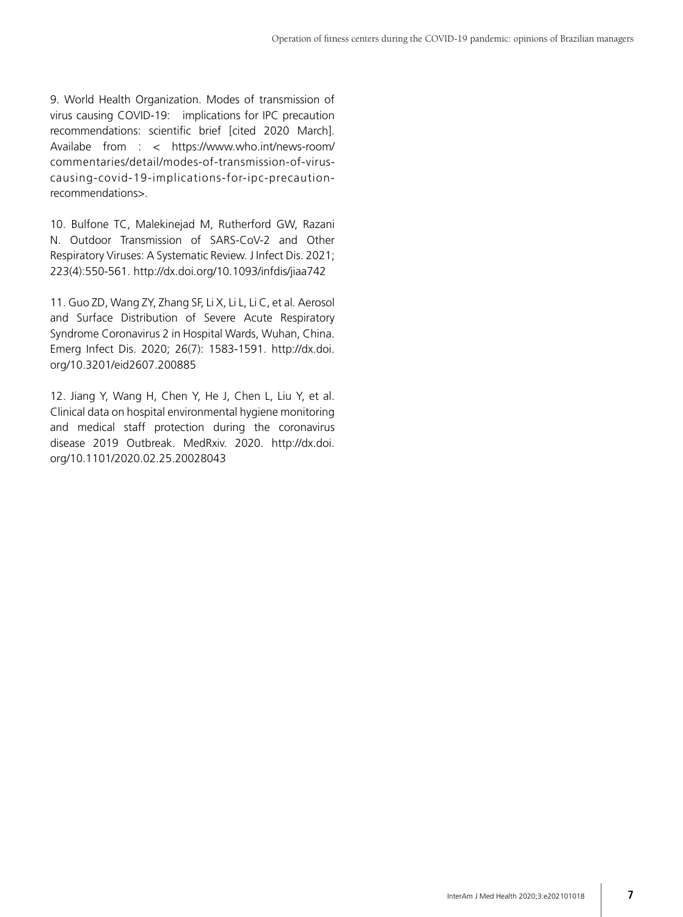9. World Health Organization. Modes of transmission of virus causing COVID-19: implications for IPC precaution recommendations: scientific brief [cited 2020 March]. Availabe from : < https://www.who.int/news-room/commentaries/detail/modes-of-transmission-of-virus-causing-covid-19-implications-for-ipc-precaution-recommendations>.

10. Bulfone TC, Malekinejad M, Rutherford GW, Razani N. Outdoor Transmission of SARS-CoV-2 and Other Respiratory Viruses: A Systematic Review. J Infect Dis. 2021; 223(4):550-561. http://dx.doi.org/10.1093/infdis/jiaa742

11. Guo ZD, Wang ZY, Zhang SF, Li X, Li L, Li C, et al. Aerosol and Surface Distribution of Severe Acute Respiratory Syndrome Coronavirus 2 in Hospital Wards, Wuhan, China. Emerg Infect Dis. 2020; 26(7): 1583-1591. http://dx.doi.org/10.3201/eid2607.200885

12. Jiang Y, Wang H, Chen Y, He J, Chen L, Liu Y, et al. Clinical data on hospital environmental hygiene monitoring and medical staff protection during the coronavirus disease 2019 Outbreak. MedRxiv. 2020. http://dx.doi.org/10.1101/2020.02.25.20028043